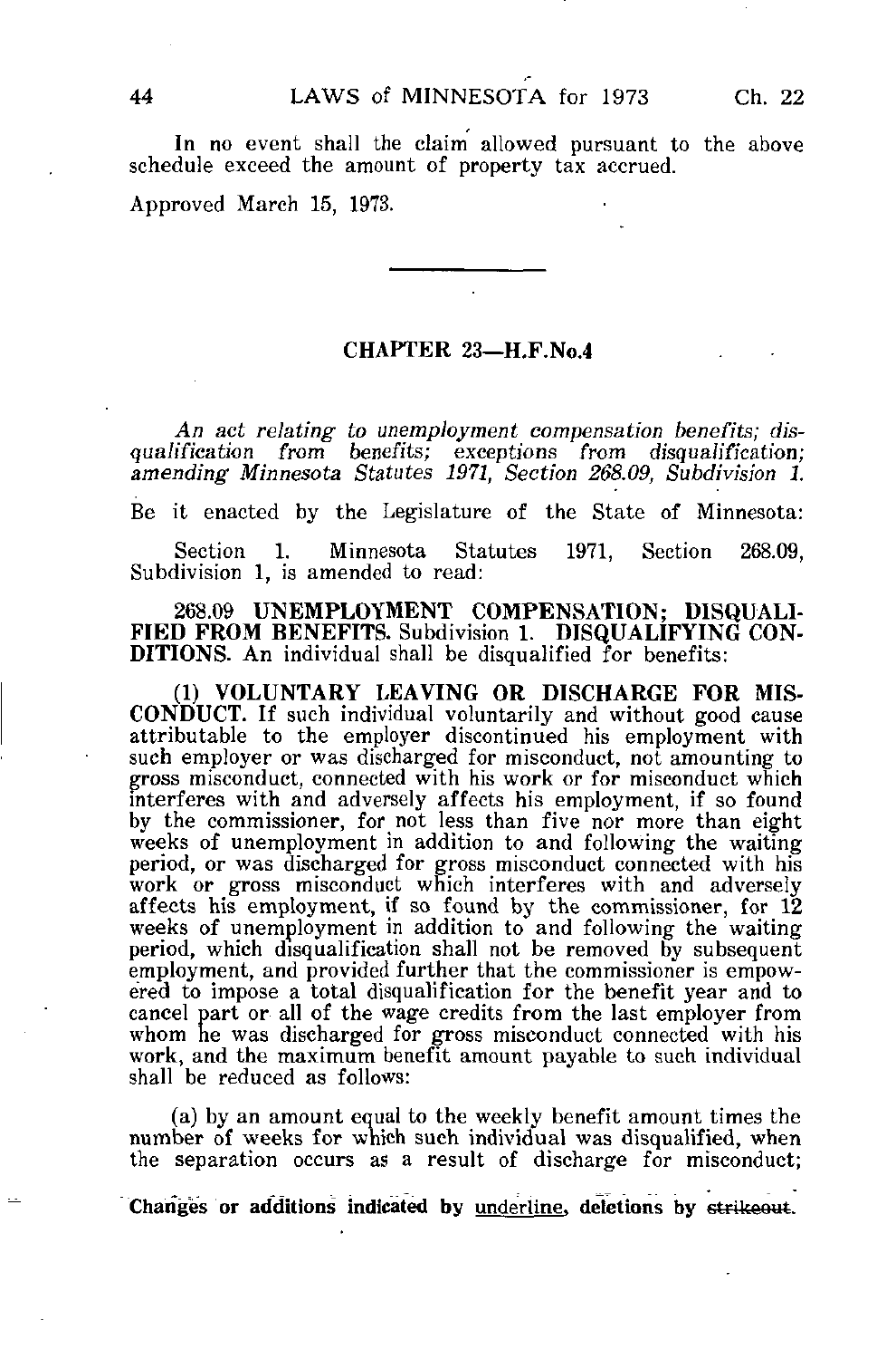In no event shall the claim allowed pursuant to the above schedule exceed the amount of property tax accrued.

Approved March 15, 1973.

---

## CHAPTER 23—H.F.No.4

*An act relating to unemployment compensation benefits; disqualification from benefits; exceptions from disqualification; amending Minnesota Statutes 1971, Section 268.09, Subdivision 1.*

Be it enacted by the Legislature of the State of Minnesota:

Section 1. Minnesota Statutes 1971, Section 268.09, Subdivision 1, is amended to read:

268.09 **UNEMPLOYMENT COMPENSATION; DISQUALIFIED FROM BENEFITS.** Subdivision 1. **DISQUALIFYING CONDITIONS.** An individual shall be disqualified for benefits:

(1) **VOLUNTARY LEAVING OR DISCHARGE FOR MISCONDUCT.** If such individual voluntarily and without good cause attributable to the employer discontinued his employment with such employer or was discharged for misconduct, not amounting to gross misconduct, connected with his work or for misconduct which interferes with and adversely affects his employment, if so found by the commissioner, for not less than five nor more than eight weeks of unemployment in addition to and following the waiting period, or was discharged for gross misconduct connected with his work or gross misconduct which interferes with and adversely affects his employment, if so found by the commissioner, for 12 weeks of unemployment in addition to and following the waiting period, which disqualification shall not be removed by subsequent employment, and provided further that the commissioner is empowered to impose a total disqualification for the benefit year and to cancel part or all of the wage credits from the last employer from whom he was discharged for gross misconduct connected with his work, and the maximum benefit amount payable to such individual shall be reduced as follows:

(a) by an amount equal to the weekly benefit amount times the number of weeks for which such individual was disqualified, when the separation occurs as a result of discharge for misconduct;

**Changes or additions indicated by underline, deletions by ~~strikeout~~.**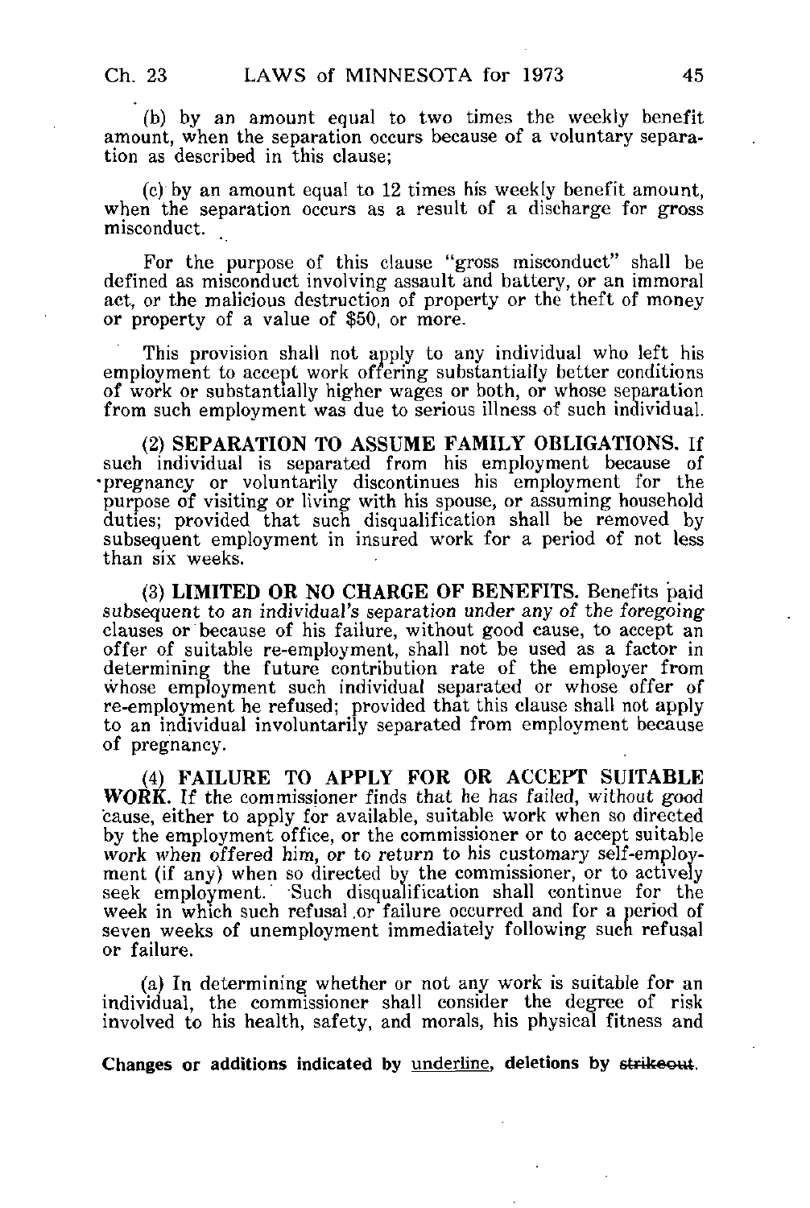(b) by an amount equal to two times the weekly benefit amount, when the separation occurs because of a voluntary separation as described in this clause;

(c) by an amount equal to 12 times his weekly benefit amount, when the separation occurs as a result of a discharge for gross misconduct.

For the purpose of this clause "gross misconduct" shall be defined as misconduct involving assault and battery, or an immoral act, or the malicious destruction of property or the theft of money or property of a value of $50, or more.

This provision shall not apply to any individual who left his employment to accept work offering substantially better conditions of work or substantially higher wages or both, or whose separation from such employment was due to serious illness of such individual.

(2) **SEPARATION TO ASSUME FAMILY OBLIGATIONS.** If such individual is separated from his employment because of pregnancy or voluntarily discontinues his employment for the purpose of visiting or living with his spouse, or assuming household duties; provided that such disqualification shall be removed by subsequent employment in insured work for a period of not less than six weeks.

(3) **LIMITED OR NO CHARGE OF BENEFITS.** Benefits paid subsequent to an individual's separation under any of the foregoing clauses or because of his failure, without good cause, to accept an offer of suitable re-employment, shall not be used as a factor in determining the future contribution rate of the employer from whose employment such individual separated or whose offer of re-employment he refused; provided that this clause shall not apply to an individual involuntarily separated from employment because of pregnancy.

(4) **FAILURE TO APPLY FOR OR ACCEPT SUITABLE WORK.** If the commissioner finds that he has failed, without good cause, either to apply for available, suitable work when so directed by the employment office, or the commissioner or to accept suitable work when offered him, or to return to his customary self-employment (if any) when so directed by the commissioner, or to actively seek employment. Such disqualification shall continue for the week in which such refusal or failure occurred and for a period of seven weeks of unemployment immediately following such refusal or failure.

(a) In determining whether or not any work is suitable for an individual, the commissioner shall consider the degree of risk involved to his health, safety, and morals, his physical fitness and

Changes or additions indicated by underline, deletions by ~~strikeout~~.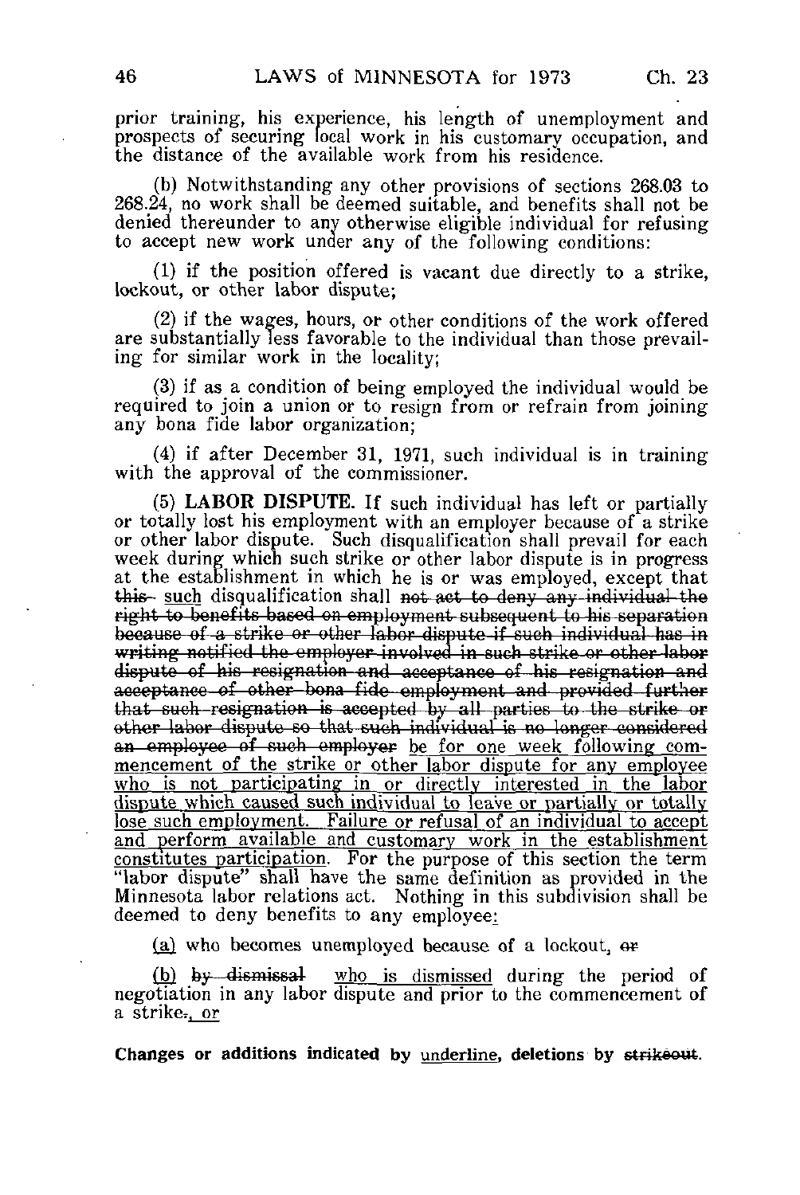prior training, his experience, his length of unemployment and prospects of securing local work in his customary occupation, and the distance of the available work from his residence.

(b) Notwithstanding any other provisions of sections 268.03 to 268.24, no work shall be deemed suitable, and benefits shall not be denied thereunder to any otherwise eligible individual for refusing to accept new work under any of the following conditions:

(1) if the position offered is vacant due directly to a strike, lockout, or other labor dispute;

(2) if the wages, hours, or other conditions of the work offered are substantially less favorable to the individual than those prevailing for similar work in the locality;

(3) if as a condition of being employed the individual would be required to join a union or to resign from or refrain from joining any bona fide labor organization;

(4) if after December 31, 1971, such individual is in training with the approval of the commissioner.

(5) **LABOR DISPUTE.** If such individual has left or partially or totally lost his employment with an employer because of a strike or other labor dispute. Such disqualification shall prevail for each week during which such strike or other labor dispute is in progress at the establishment in which he is or was employed, except that ~~this~~ <u>such</u> disqualification shall ~~not act to deny any individual the right to benefits based on employment subsequent to his separation because of a strike or other labor dispute if such individual has in writing notified the employer involved in such strike or other labor dispute of his resignation and acceptance of his resignation and acceptance of other bona fide employment and provided further that such resignation is accepted by all parties to the strike or other labor dispute so that such individual is no longer considered an employee of such employer~~ <u>be for one week following commencement of the strike or other labor dispute for any employee who is not participating in or directly interested in the labor dispute which caused such individual to leave or partially or totally lose such employment. Failure or refusal of an individual to accept and perform available and customary work in the establishment constitutes participation</u>. For the purpose of this section the term "labor dispute" shall have the same definition as provided in the Minnesota labor relations act. Nothing in this subdivision shall be deemed to deny benefits to any employee<u>:</u>

<u>(a)</u> who becomes unemployed because of a lockout, ~~or~~

<u>(b)</u> ~~by dismissal~~ <u>who is dismissed</u> during the period of negotiation in any labor dispute and prior to the commencement of a strike~~.~~<u>, or</u>

**Changes or additions indicated by <u>underline</u>, deletions by ~~strikeout~~.**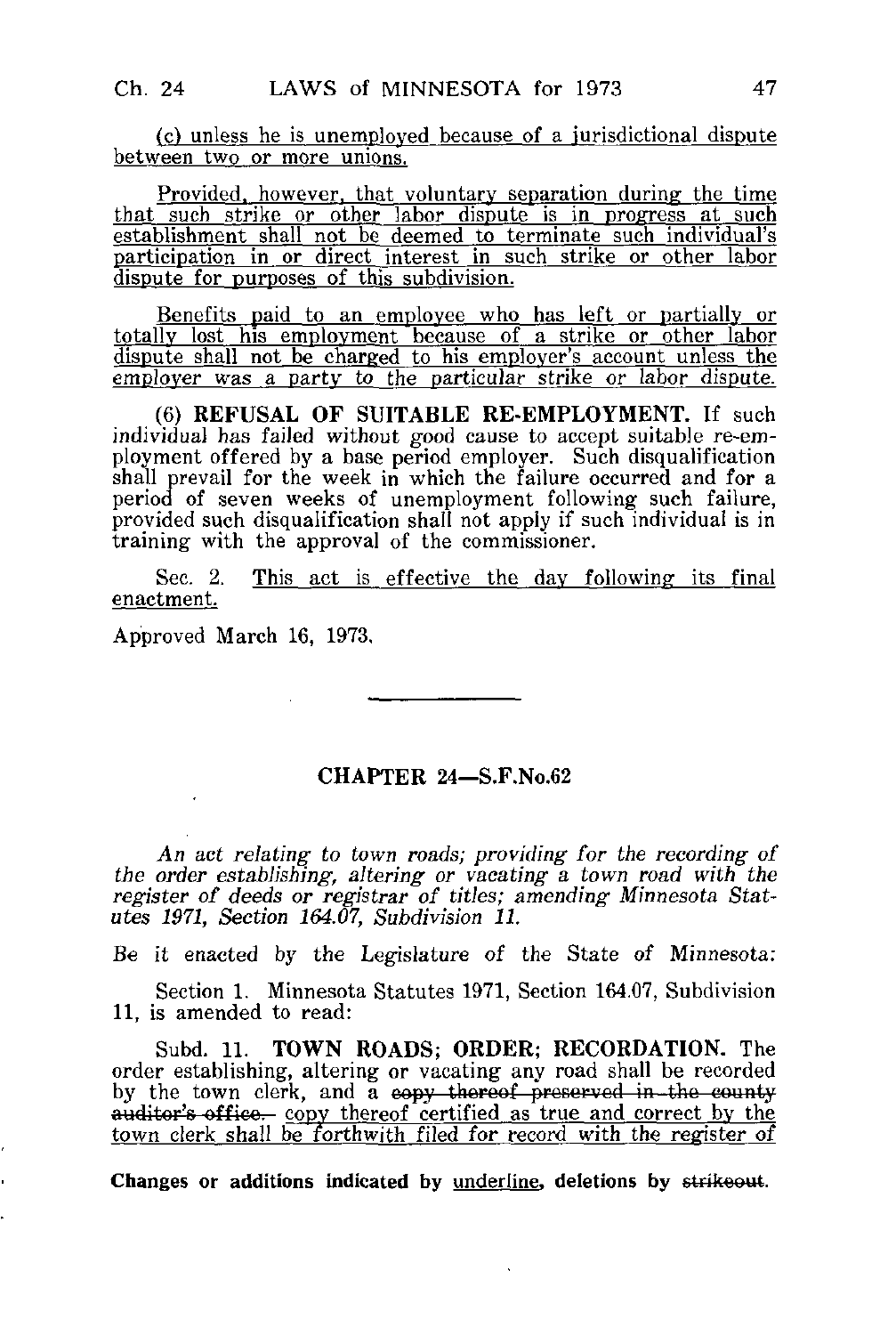(c) unless he is unemployed because of a jurisdictional dispute between two or more unions.

Provided, however, that voluntary separation during the time that such strike or other labor dispute is in progress at such establishment shall not be deemed to terminate such individual's participation in or direct interest in such strike or other labor dispute for purposes of this subdivision.

Benefits paid to an employee who has left or partially or totally lost his employment because of a strike or other labor dispute shall not be charged to his employer's account unless the employer was a party to the particular strike or labor dispute.

(6) **REFUSAL OF SUITABLE RE-EMPLOYMENT.** If such individual has failed without good cause to accept suitable re-employment offered by a base period employer. Such disqualification shall prevail for the week in which the failure occurred and for a period of seven weeks of unemployment following such failure, provided such disqualification shall not apply if such individual is in training with the approval of the commissioner.

Sec. 2. This act is effective the day following its final enactment.

Approved March 16, 1973.

---

## CHAPTER 24—S.F.No.62

*An act relating to town roads; providing for the recording of the order establishing, altering or vacating a town road with the register of deeds or registrar of titles; amending Minnesota Statutes 1971, Section 164.07, Subdivision 11.*

*Be it enacted by the Legislature of the State of Minnesota:*

Section 1. Minnesota Statutes 1971, Section 164.07, Subdivision 11, is amended to read:

Subd. 11. **TOWN ROADS; ORDER; RECORDATION.** The order establishing, altering or vacating any road shall be recorded by the town clerk, and a ~~copy thereof preserved in the county auditor's office.~~ copy thereof certified as true and correct by the town clerk shall be forthwith filed for record with the register of

**Changes or additions indicated by underline, deletions by ~~strikeout~~.**